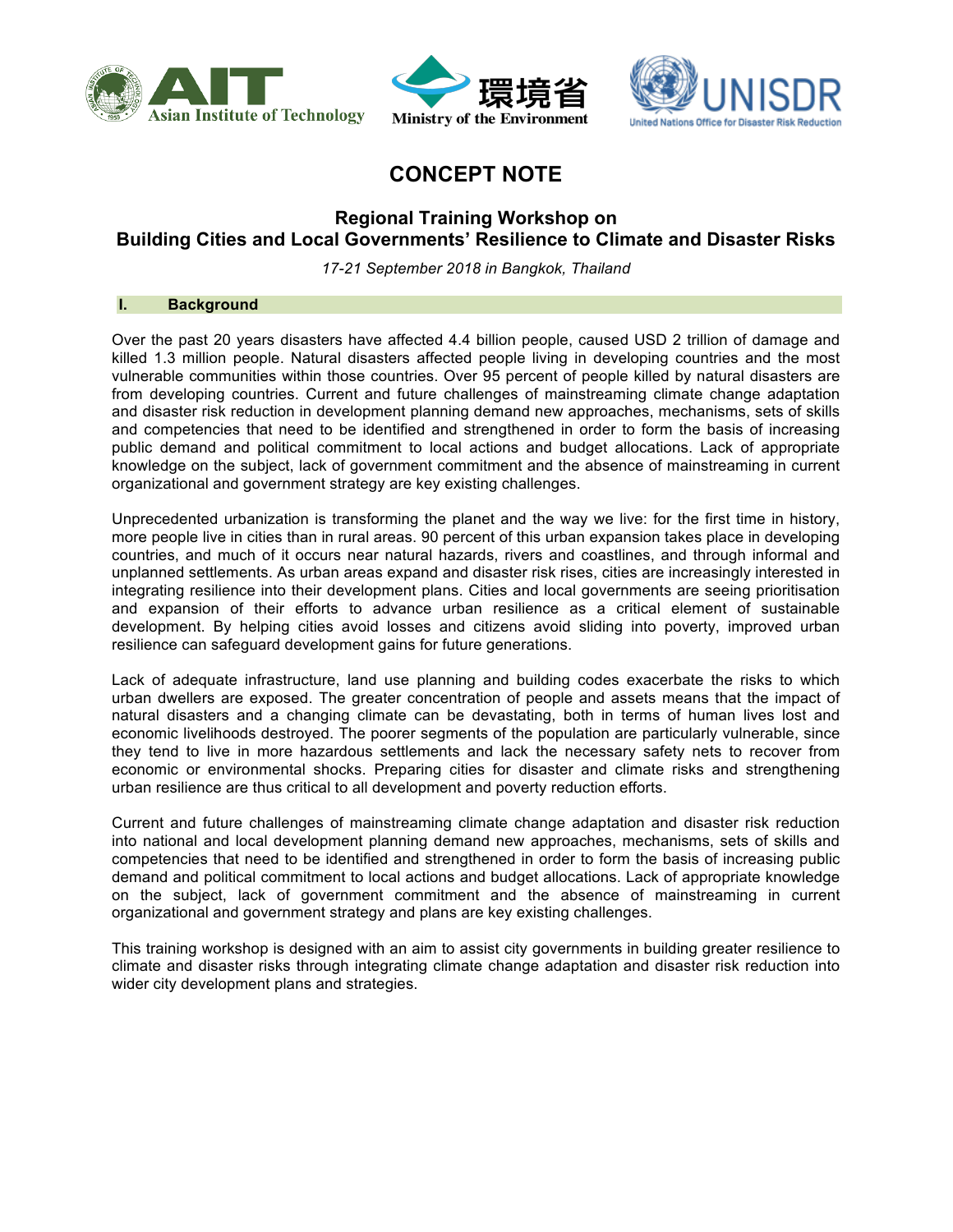# CONCEPT NOTE

## Regional Training Workshop on Building Cities and Local Governments' Resilience to Climate and Disaster Risks

*17-21 September 2018 in Bangkok, Thailand*

### I. Background

Over the past 20 years disasters have affected 4.4 billion people, caused USD 2 trillion of damage and killed 1.3 million people. Natural disasters affected people living in developing countries and the most vulnerable communities within those countries. Over 95 percent of people killed by natural disasters are from developing countries. Current and future challenges of mainstreaming climate change adaptation and disaster risk reduction in development planning demand new approaches, mechanisms, sets of skills and competencies that need to be identified and strengthened in order to form the basis of increasing public demand and political commitment to local actions and budget allocations. Lack of appropriate knowledge on the subject, lack of government commitment and the absence of mainstreaming in current organizational and government strategy are key existing challenges.

Unprecedented urbanization is transforming the planet and the way we live: for the first time in history, more people live in cities than in rural areas. 90 percent of this urban expansion takes place in developing countries, and much of it occurs near natural hazards, rivers and coastlines, and through informal and unplanned settlements. As urban areas expand and disaster risk rises, cities are increasingly interested in integrating resilience into their development plans. Cities and local governments are seeing prioritisation and expansion of their efforts to advance urban resilience as a critical element of sustainable development. By helping cities avoid losses and citizens avoid sliding into poverty, improved urban resilience can safeguard development gains for future generations.

Lack of adequate infrastructure, land use planning and building codes exacerbate the risks to which urban dwellers are exposed. The greater concentration of people and assets means that the impact of natural disasters and a changing climate can be devastating, both in terms of human lives lost and economic livelihoods destroyed. The poorer segments of the population are particularly vulnerable, since they tend to live in more hazardous settlements and lack the necessary safety nets to recover from economic or environmental shocks. Preparing cities for disaster and climate risks and strengthening urban resilience are thus critical to all development and poverty reduction efforts.

Current and future challenges of mainstreaming climate change adaptation and disaster risk reduction into national and local development planning demand new approaches, mechanisms, sets of skills and competencies that need to be identified and strengthened in order to form the basis of increasing public demand and political commitment to local actions and budget allocations. Lack of appropriate knowledge on the subject, lack of government commitment and the absence of mainstreaming in current organizational and government strategy and plans are key existing challenges.

This training workshop is designed with an aim to assist city governments in building greater resilience to climate and disaster risks through integrating climate change adaptation and disaster risk reduction into wider city development plans and strategies.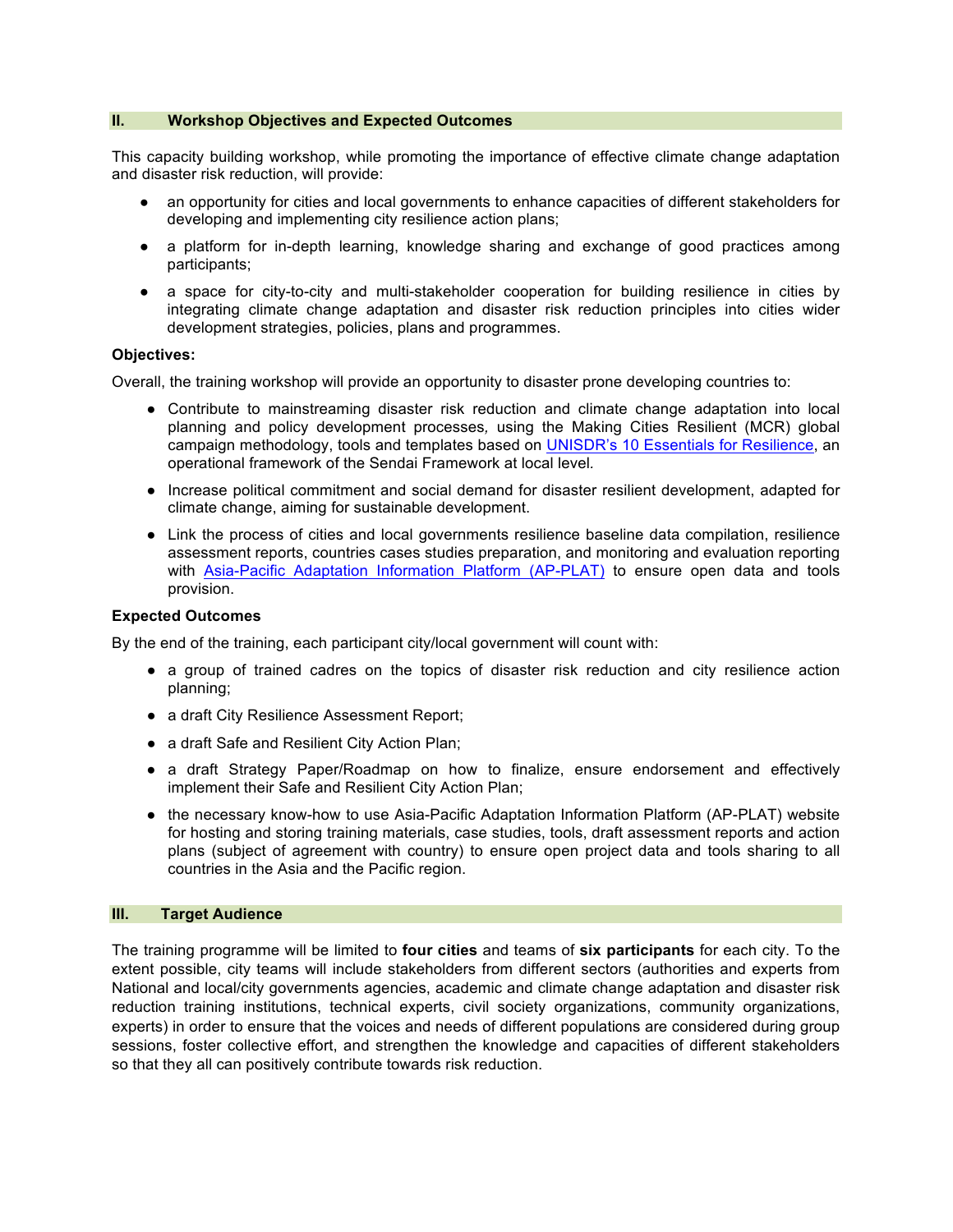## II. Workshop Objectives and Expected Outcomes

This capacity building workshop, while promoting the importance of effective climate change adaptation and disaster risk reduction, will provide:

- an opportunity for cities and local governments to enhance capacities of different stakeholders for developing and implementing city resilience action plans;
- a platform for in-depth learning, knowledge sharing and exchange of good practices among participants;
- a space for city-to-city and multi-stakeholder cooperation for building resilience in cities by integrating climate change adaptation and disaster risk reduction principles into cities wider development strategies, policies, plans and programmes.

**Objectives:**

Overall, the training workshop will provide an opportunity to disaster prone developing countries to:

- Contribute to mainstreaming disaster risk reduction and climate change adaptation into local planning and policy development processes, using the Making Cities Resilient (MCR) global campaign methodology, tools and templates based on [UNISDR's 10 Essentials for Resilience](), an operational framework of the Sendai Framework at local level.
- Increase political commitment and social demand for disaster resilient development, adapted for climate change, aiming for sustainable development.
- Link the process of cities and local governments resilience baseline data compilation, resilience assessment reports, countries cases studies preparation, and monitoring and evaluation reporting with [Asia-Pacific Adaptation Information Platform (AP-PLAT)]() to ensure open data and tools provision.

**Expected Outcomes**

By the end of the training, each participant city/local government will count with:

- a group of trained cadres on the topics of disaster risk reduction and city resilience action planning;
- a draft City Resilience Assessment Report;
- a draft Safe and Resilient City Action Plan;
- a draft Strategy Paper/Roadmap on how to finalize, ensure endorsement and effectively implement their Safe and Resilient City Action Plan;
- the necessary know-how to use Asia-Pacific Adaptation Information Platform (AP-PLAT) website for hosting and storing training materials, case studies, tools, draft assessment reports and action plans (subject of agreement with country) to ensure open project data and tools sharing to all countries in the Asia and the Pacific region.

## III. Target Audience

The training programme will be limited to **four cities** and teams of **six participants** for each city. To the extent possible, city teams will include stakeholders from different sectors (authorities and experts from National and local/city governments agencies, academic and climate change adaptation and disaster risk reduction training institutions, technical experts, civil society organizations, community organizations, experts) in order to ensure that the voices and needs of different populations are considered during group sessions, foster collective effort, and strengthen the knowledge and capacities of different stakeholders so that they all can positively contribute towards risk reduction.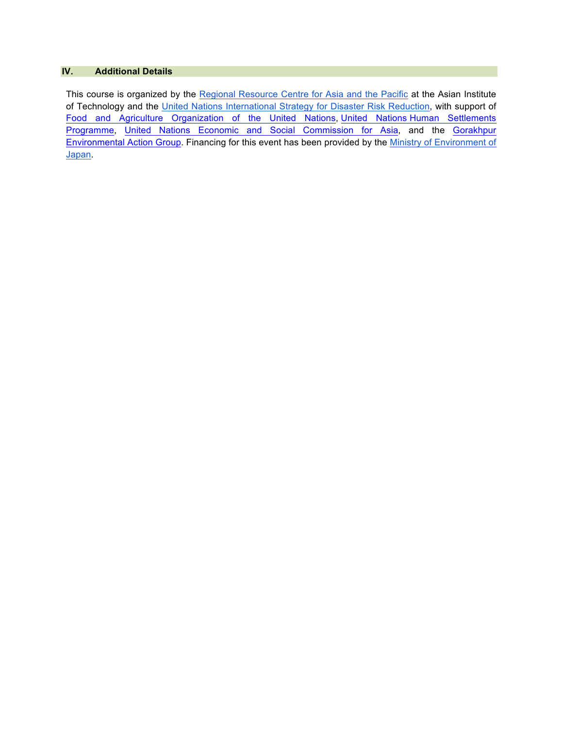## IV. Additional Details

This course is organized by the Regional Resource Centre for Asia and the Pacific at the Asian Institute of Technology and the United Nations International Strategy for Disaster Risk Reduction, with support of Food and Agriculture Organization of the United Nations, United Nations Human Settlements Programme, United Nations Economic and Social Commission for Asia, and the Gorakhpur Environmental Action Group. Financing for this event has been provided by the Ministry of Environment of Japan.